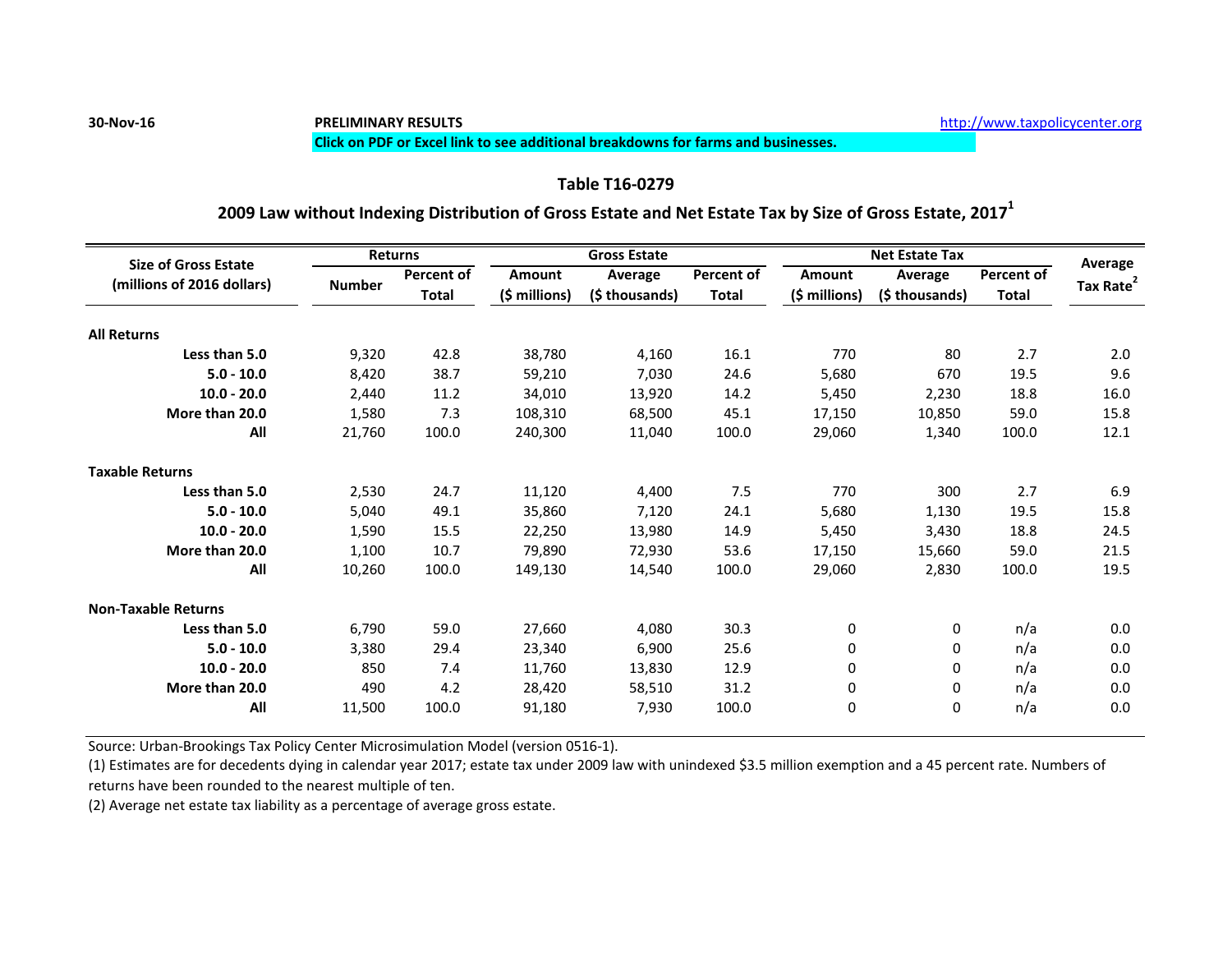30-Nov-16 **PRELIMINARY RESULTS** http://www.taxpolicycenter.org

**Click on PDF or Excel link to see additional breakdowns for farms and businesses.**

## Table T16-0279

### 2009 Law without Indexing Distribution of Gross Estate and Net Estate Tax by Size of Gross Estate, 2017[1]

| Size of Gross Estate (millions of 2016 dollars) | Returns | | Gross Estate | | | Net Estate Tax | | | Average Tax Rate[2] |
|---|---|---|---|---|---|---|---|---|---|
| | Number | Percent of Total | Amount ($ millions) | Average ($ thousands) | Percent of Total | Amount ($ millions) | Average ($ thousands) | Percent of Total | |
| **All Returns** | | | | | | | | | |
| **Less than 5.0** | 9,320 | 42.8 | 38,780 | 4,160 | 16.1 | 770 | 80 | 2.7 | 2.0 |
| **5.0 - 10.0** | 8,420 | 38.7 | 59,210 | 7,030 | 24.6 | 5,680 | 670 | 19.5 | 9.6 |
| **10.0 - 20.0** | 2,440 | 11.2 | 34,010 | 13,920 | 14.2 | 5,450 | 2,230 | 18.8 | 16.0 |
| **More than 20.0** | 1,580 | 7.3 | 108,310 | 68,500 | 45.1 | 17,150 | 10,850 | 59.0 | 15.8 |
| **All** | 21,760 | 100.0 | 240,300 | 11,040 | 100.0 | 29,060 | 1,340 | 100.0 | 12.1 |
| **Taxable Returns** | | | | | | | | | |
| **Less than 5.0** | 2,530 | 24.7 | 11,120 | 4,400 | 7.5 | 770 | 300 | 2.7 | 6.9 |
| **5.0 - 10.0** | 5,040 | 49.1 | 35,860 | 7,120 | 24.1 | 5,680 | 1,130 | 19.5 | 15.8 |
| **10.0 - 20.0** | 1,590 | 15.5 | 22,250 | 13,980 | 14.9 | 5,450 | 3,430 | 18.8 | 24.5 |
| **More than 20.0** | 1,100 | 10.7 | 79,890 | 72,930 | 53.6 | 17,150 | 15,660 | 59.0 | 21.5 |
| **All** | 10,260 | 100.0 | 149,130 | 14,540 | 100.0 | 29,060 | 2,830 | 100.0 | 19.5 |
| **Non-Taxable Returns** | | | | | | | | | |
| **Less than 5.0** | 6,790 | 59.0 | 27,660 | 4,080 | 30.3 | 0 | 0 | n/a | 0.0 |
| **5.0 - 10.0** | 3,380 | 29.4 | 23,340 | 6,900 | 25.6 | 0 | 0 | n/a | 0.0 |
| **10.0 - 20.0** | 850 | 7.4 | 11,760 | 13,830 | 12.9 | 0 | 0 | n/a | 0.0 |
| **More than 20.0** | 490 | 4.2 | 28,420 | 58,510 | 31.2 | 0 | 0 | n/a | 0.0 |
| **All** | 11,500 | 100.0 | 91,180 | 7,930 | 100.0 | 0 | 0 | n/a | 0.0 |

Source: Urban-Brookings Tax Policy Center Microsimulation Model (version 0516-1).

(1) Estimates are for decedents dying in calendar year 2017; estate tax under 2009 law with unindexed $3.5 million exemption and a 45 percent rate. Numbers of returns have been rounded to the nearest multiple of ten.

(2) Average net estate tax liability as a percentage of average gross estate.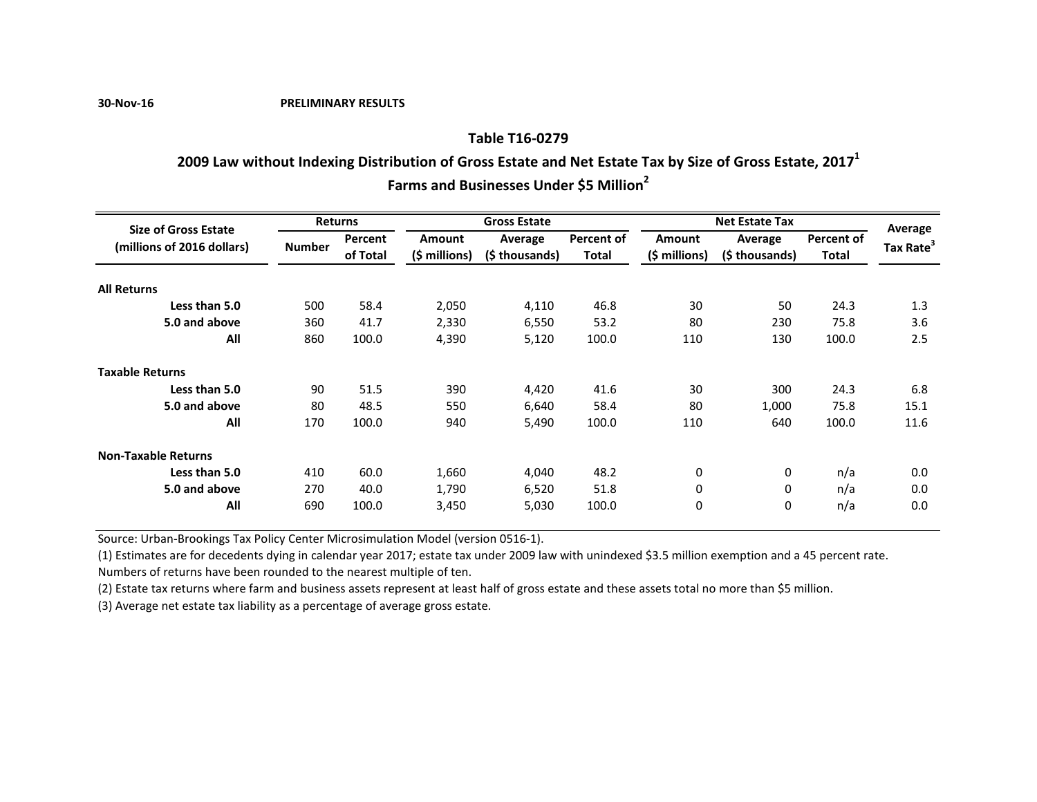30-Nov-16 **PRELIMINARY RESULTS**

## Table T16-0279

### 2009 Law without Indexing Distribution of Gross Estate and Net Estate Tax by Size of Gross Estate, 2017[1]

### Farms and Businesses Under $5 Million[2]

| Size of Gross Estate (millions of 2016 dollars) | Returns | | Gross Estate | | | Net Estate Tax | | | Average Tax Rate[3] |
|---|---|---|---|---|---|---|---|---|---|
| | Number | Percent of Total | Amount ($ millions) | Average ($ thousands) | Percent of Total | Amount ($ millions) | Average ($ thousands) | Percent of Total | |
| **All Returns** | | | | | | | | | |
| **Less than 5.0** | 500 | 58.4 | 2,050 | 4,110 | 46.8 | 30 | 50 | 24.3 | 1.3 |
| **5.0 and above** | 360 | 41.7 | 2,330 | 6,550 | 53.2 | 80 | 230 | 75.8 | 3.6 |
| **All** | 860 | 100.0 | 4,390 | 5,120 | 100.0 | 110 | 130 | 100.0 | 2.5 |
| **Taxable Returns** | | | | | | | | | |
| **Less than 5.0** | 90 | 51.5 | 390 | 4,420 | 41.6 | 30 | 300 | 24.3 | 6.8 |
| **5.0 and above** | 80 | 48.5 | 550 | 6,640 | 58.4 | 80 | 1,000 | 75.8 | 15.1 |
| **All** | 170 | 100.0 | 940 | 5,490 | 100.0 | 110 | 640 | 100.0 | 11.6 |
| **Non-Taxable Returns** | | | | | | | | | |
| **Less than 5.0** | 410 | 60.0 | 1,660 | 4,040 | 48.2 | 0 | 0 | n/a | 0.0 |
| **5.0 and above** | 270 | 40.0 | 1,790 | 6,520 | 51.8 | 0 | 0 | n/a | 0.0 |
| **All** | 690 | 100.0 | 3,450 | 5,030 | 100.0 | 0 | 0 | n/a | 0.0 |

Source: Urban-Brookings Tax Policy Center Microsimulation Model (version 0516-1).

(1) Estimates are for decedents dying in calendar year 2017; estate tax under 2009 law with unindexed $3.5 million exemption and a 45 percent rate. Numbers of returns have been rounded to the nearest multiple of ten.

(2) Estate tax returns where farm and business assets represent at least half of gross estate and these assets total no more than $5 million.

(3) Average net estate tax liability as a percentage of average gross estate.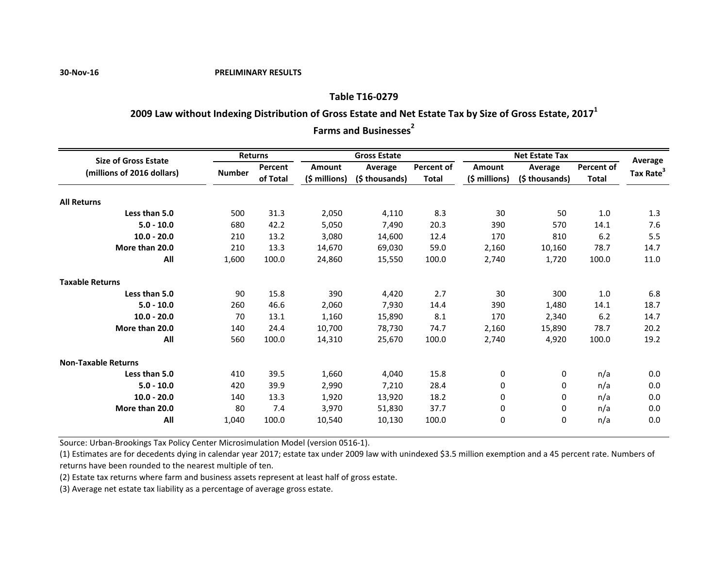30-Nov-16 PRELIMINARY RESULTS

## Table T16-0279

### 2009 Law without Indexing Distribution of Gross Estate and Net Estate Tax by Size of Gross Estate, 2017[1]

### Farms and Businesses[2]

| Size of Gross Estate (millions of 2016 dollars) | Returns | | Gross Estate | | | Net Estate Tax | | | Average Tax Rate[3] |
|---|---|---|---|---|---|---|---|---|---|
| | Number | Percent of Total | Amount ($ millions) | Average ($ thousands) | Percent of Total | Amount ($ millions) | Average ($ thousands) | Percent of Total | |
| **All Returns** | | | | | | | | | |
| Less than 5.0 | 500 | 31.3 | 2,050 | 4,110 | 8.3 | 30 | 50 | 1.0 | 1.3 |
| 5.0 - 10.0 | 680 | 42.2 | 5,050 | 7,490 | 20.3 | 390 | 570 | 14.1 | 7.6 |
| 10.0 - 20.0 | 210 | 13.2 | 3,080 | 14,600 | 12.4 | 170 | 810 | 6.2 | 5.5 |
| More than 20.0 | 210 | 13.3 | 14,670 | 69,030 | 59.0 | 2,160 | 10,160 | 78.7 | 14.7 |
| All | 1,600 | 100.0 | 24,860 | 15,550 | 100.0 | 2,740 | 1,720 | 100.0 | 11.0 |
| **Taxable Returns** | | | | | | | | | |
| Less than 5.0 | 90 | 15.8 | 390 | 4,420 | 2.7 | 30 | 300 | 1.0 | 6.8 |
| 5.0 - 10.0 | 260 | 46.6 | 2,060 | 7,930 | 14.4 | 390 | 1,480 | 14.1 | 18.7 |
| 10.0 - 20.0 | 70 | 13.1 | 1,160 | 15,890 | 8.1 | 170 | 2,340 | 6.2 | 14.7 |
| More than 20.0 | 140 | 24.4 | 10,700 | 78,730 | 74.7 | 2,160 | 15,890 | 78.7 | 20.2 |
| All | 560 | 100.0 | 14,310 | 25,670 | 100.0 | 2,740 | 4,920 | 100.0 | 19.2 |
| **Non-Taxable Returns** | | | | | | | | | |
| Less than 5.0 | 410 | 39.5 | 1,660 | 4,040 | 15.8 | 0 | 0 | n/a | 0.0 |
| 5.0 - 10.0 | 420 | 39.9 | 2,990 | 7,210 | 28.4 | 0 | 0 | n/a | 0.0 |
| 10.0 - 20.0 | 140 | 13.3 | 1,920 | 13,920 | 18.2 | 0 | 0 | n/a | 0.0 |
| More than 20.0 | 80 | 7.4 | 3,970 | 51,830 | 37.7 | 0 | 0 | n/a | 0.0 |
| All | 1,040 | 100.0 | 10,540 | 10,130 | 100.0 | 0 | 0 | n/a | 0.0 |

Source: Urban-Brookings Tax Policy Center Microsimulation Model (version 0516-1).

(1) Estimates are for decedents dying in calendar year 2017; estate tax under 2009 law with unindexed $3.5 million exemption and a 45 percent rate. Numbers of returns have been rounded to the nearest multiple of ten.

(2) Estate tax returns where farm and business assets represent at least half of gross estate.

(3) Average net estate tax liability as a percentage of average gross estate.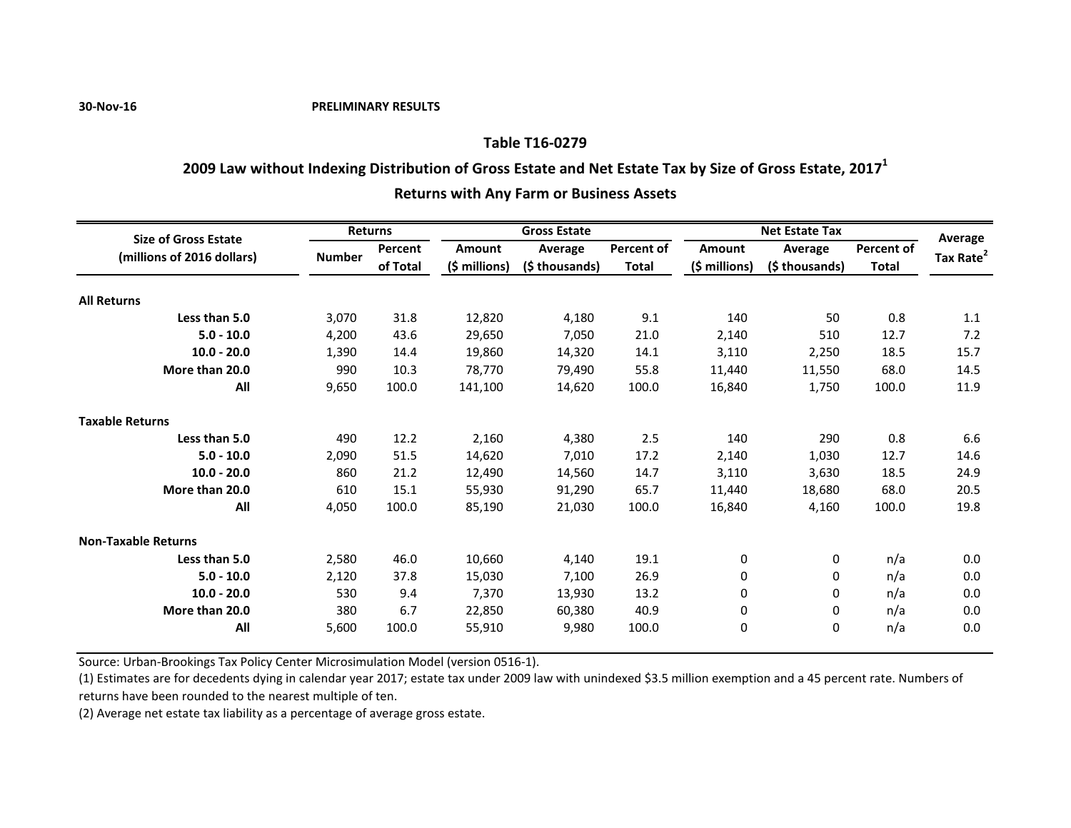30-Nov-16 **PRELIMINARY RESULTS**

## Table T16-0279

## 2009 Law without Indexing Distribution of Gross Estate and Net Estate Tax by Size of Gross Estate, 2017[1]

### Returns with Any Farm or Business Assets

| Size of Gross Estate (millions of 2016 dollars) | Returns | | Gross Estate | | | Net Estate Tax | | | Average Tax Rate[2] |
|---|---|---|---|---|---|---|---|---|---|
| | Number | Percent of Total | Amount ($ millions) | Average ($ thousands) | Percent of Total | Amount ($ millions) | Average ($ thousands) | Percent of Total | |
| **All Returns** | | | | | | | | | |
| **Less than 5.0** | 3,070 | 31.8 | 12,820 | 4,180 | 9.1 | 140 | 50 | 0.8 | 1.1 |
| **5.0 - 10.0** | 4,200 | 43.6 | 29,650 | 7,050 | 21.0 | 2,140 | 510 | 12.7 | 7.2 |
| **10.0 - 20.0** | 1,390 | 14.4 | 19,860 | 14,320 | 14.1 | 3,110 | 2,250 | 18.5 | 15.7 |
| **More than 20.0** | 990 | 10.3 | 78,770 | 79,490 | 55.8 | 11,440 | 11,550 | 68.0 | 14.5 |
| **All** | 9,650 | 100.0 | 141,100 | 14,620 | 100.0 | 16,840 | 1,750 | 100.0 | 11.9 |
| **Taxable Returns** | | | | | | | | | |
| **Less than 5.0** | 490 | 12.2 | 2,160 | 4,380 | 2.5 | 140 | 290 | 0.8 | 6.6 |
| **5.0 - 10.0** | 2,090 | 51.5 | 14,620 | 7,010 | 17.2 | 2,140 | 1,030 | 12.7 | 14.6 |
| **10.0 - 20.0** | 860 | 21.2 | 12,490 | 14,560 | 14.7 | 3,110 | 3,630 | 18.5 | 24.9 |
| **More than 20.0** | 610 | 15.1 | 55,930 | 91,290 | 65.7 | 11,440 | 18,680 | 68.0 | 20.5 |
| **All** | 4,050 | 100.0 | 85,190 | 21,030 | 100.0 | 16,840 | 4,160 | 100.0 | 19.8 |
| **Non-Taxable Returns** | | | | | | | | | |
| **Less than 5.0** | 2,580 | 46.0 | 10,660 | 4,140 | 19.1 | 0 | 0 | n/a | 0.0 |
| **5.0 - 10.0** | 2,120 | 37.8 | 15,030 | 7,100 | 26.9 | 0 | 0 | n/a | 0.0 |
| **10.0 - 20.0** | 530 | 9.4 | 7,370 | 13,930 | 13.2 | 0 | 0 | n/a | 0.0 |
| **More than 20.0** | 380 | 6.7 | 22,850 | 60,380 | 40.9 | 0 | 0 | n/a | 0.0 |
| **All** | 5,600 | 100.0 | 55,910 | 9,980 | 100.0 | 0 | 0 | n/a | 0.0 |

Source: Urban-Brookings Tax Policy Center Microsimulation Model (version 0516-1).

(1) Estimates are for decedents dying in calendar year 2017; estate tax under 2009 law with unindexed $3.5 million exemption and a 45 percent rate. Numbers of returns have been rounded to the nearest multiple of ten.

(2) Average net estate tax liability as a percentage of average gross estate.